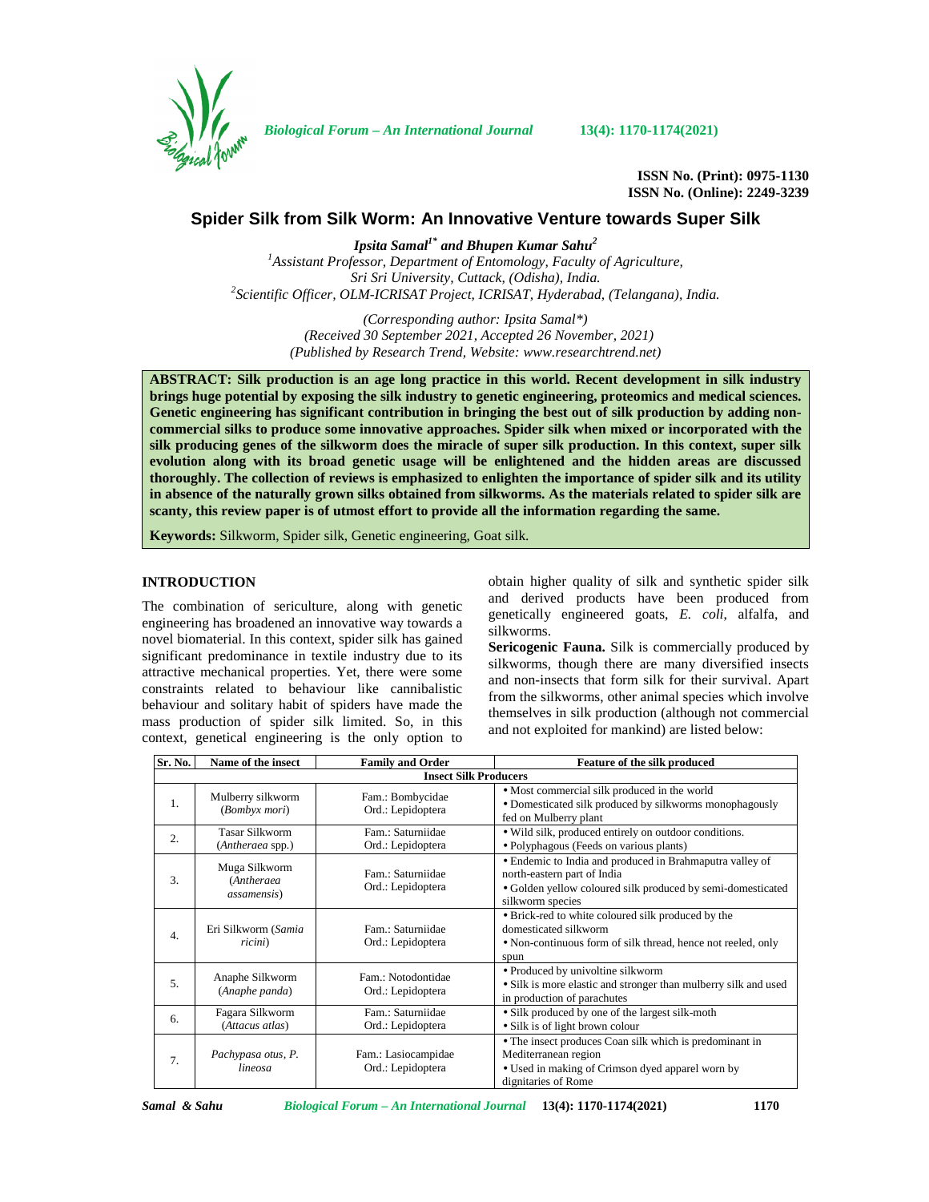ISSN No. (Print): 0975-1130
ISSN No. (Online): 2249-3239

# Spider Silk from Silk Worm: An Innovative Venture towards Super Silk

***Ipsita Samal[1*] and Bhupen Kumar Sahu[2]***

[1]*Assistant Professor, Department of Entomology, Faculty of Agriculture, Sri Sri University, Cuttack, (Odisha), India.*
[2]*Scientific Officer, OLM-ICRISAT Project, ICRISAT, Hyderabad, (Telangana), India.*

*(Corresponding author: Ipsita Samal\*)*
*(Received 30 September 2021, Accepted 26 November, 2021)*
*(Published by Research Trend, Website: www.researchtrend.net)*

**ABSTRACT: Silk production is an age long practice in this world. Recent development in silk industry brings huge potential by exposing the silk industry to genetic engineering, proteomics and medical sciences. Genetic engineering has significant contribution in bringing the best out of silk production by adding non-commercial silks to produce some innovative approaches. Spider silk when mixed or incorporated with the silk producing genes of the silkworm does the miracle of super silk production. In this context, super silk evolution along with its broad genetic usage will be enlightened and the hidden areas are discussed thoroughly. The collection of reviews is emphasized to enlighten the importance of spider silk and its utility in absence of the naturally grown silks obtained from silkworms. As the materials related to spider silk are scanty, this review paper is of utmost effort to provide all the information regarding the same.**

**Keywords:** Silkworm, Spider silk, Genetic engineering, Goat silk.

## INTRODUCTION

The combination of sericulture, along with genetic engineering has broadened an innovative way towards a novel biomaterial. In this context, spider silk has gained significant predominance in textile industry due to its attractive mechanical properties. Yet, there were some constraints related to behaviour like cannibalistic behaviour and solitary habit of spiders have made the mass production of spider silk limited. So, in this context, genetical engineering is the only option to obtain higher quality of silk and synthetic spider silk and derived products have been produced from genetically engineered goats, *E. coli*, alfalfa, and silkworms.

**Sericogenic Fauna.** Silk is commercially produced by silkworms, though there are many diversified insects and non-insects that form silk for their survival. Apart from the silkworms, other animal species which involve themselves in silk production (although not commercial and not exploited for mankind) are listed below:

| Sr. No. | Name of the insect | Family and Order | Feature of the silk produced |
|---|---|---|---|
| **Insect Silk Producers** | | | |
| 1. | Mulberry silkworm (*Bombyx mori*) | Fam.: Bombycidae Ord.: Lepidoptera | • Most commercial silk produced in the world<br>• Domesticated silk produced by silkworms monophagously fed on Mulberry plant |
| 2. | Tasar Silkworm (*Antheraea* spp.) | Fam.: Saturniidae Ord.: Lepidoptera | • Wild silk, produced entirely on outdoor conditions.<br>• Polyphagous (Feeds on various plants) |
| 3. | Muga Silkworm (*Antheraea assamensis*) | Fam.: Saturniidae Ord.: Lepidoptera | • Endemic to India and produced in Brahmaputra valley of north-eastern part of India<br>• Golden yellow coloured silk produced by semi-domesticated silkworm species |
| 4. | Eri Silkworm (*Samia ricini*) | Fam.: Saturniidae Ord.: Lepidoptera | • Brick-red to white coloured silk produced by the domesticated silkworm<br>• Non-continuous form of silk thread, hence not reeled, only spun |
| 5. | Anaphe Silkworm (*Anaphe panda*) | Fam.: Notodontidae Ord.: Lepidoptera | • Produced by univoltine silkworm<br>• Silk is more elastic and stronger than mulberry silk and used in production of parachutes |
| 6. | Fagara Silkworm (*Attacus atlas*) | Fam.: Saturniidae Ord.: Lepidoptera | • Silk produced by one of the largest silk-moth<br>• Silk is of light brown colour |
| 7. | *Pachypasa otus, P. lineosa* | Fam.: Lasiocampidae Ord.: Lepidoptera | • The insect produces Coan silk which is predominant in Mediterranean region<br>• Used in making of Crimson dyed apparel worn by dignitaries of Rome |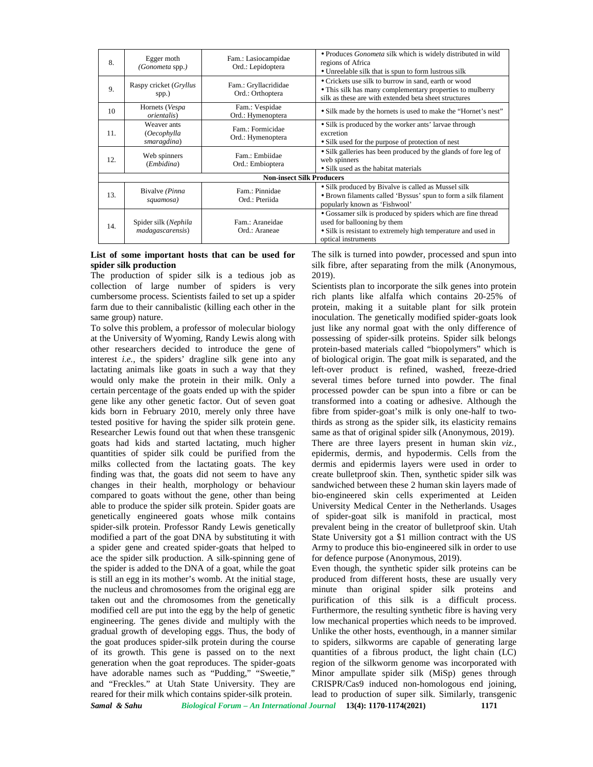| | | | |
|---|---|---|---|
| 8. | Egger moth (*Gonometa* spp.) | Fam.: Lasiocampidae<br>Ord.: Lepidoptera | • Produces *Gonometa* silk which is widely distributed in wild regions of Africa<br>• Unreelable silk that is spun to form lustrous silk |
| 9. | Raspy cricket (*Gryllus* spp.) | Fam.: Gryllacrididae<br>Ord.: Orthoptera | • Crickets use silk to burrow in sand, earth or wood<br>• This silk has many complementary properties to mulberry silk as these are with extended beta sheet structures |
| 10 | Hornets (*Vespa orientalis*) | Fam.: Vespidae<br>Ord.: Hymenoptera | • Silk made by the hornets is used to make the "Hornet's nest" |
| 11. | Weaver ants (*Oecophylla smaragdina*) | Fam.: Formicidae<br>Ord.: Hymenoptera | • Silk is produced by the worker ants' larvae through excretion<br>• Silk used for the purpose of protection of nest |
| 12. | Web spinners (*Embidina*) | Fam.: Embiidae<br>Ord.: Embioptera | • Silk galleries has been produced by the glands of fore leg of web spinners<br>• Silk used as the habitat materials |
| **Non-insect Silk Producers** | | | |
| 13. | Bivalve (*Pinna squamosa*) | Fam.: Pinnidae<br>Ord.: Pteriida | • Silk produced by Bivalve is called as Mussel silk<br>• Brown filaments called 'Byssus' spun to form a silk filament popularly known as 'Fishwool' |
| 14. | Spider silk (*Nephila madagascarensis*) | Fam.: Araneidae<br>Ord.: Araneae | • Gossamer silk is produced by spiders which are fine thread used for ballooning by them<br>• Silk is resistant to extremely high temperature and used in optical instruments |

**List of some important hosts that can be used for spider silk production**

The production of spider silk is a tedious job as collection of large number of spiders is very cumbersome process. Scientists failed to set up a spider farm due to their cannibalistic (killing each other in the same group) nature.

To solve this problem, a professor of molecular biology at the University of Wyoming, Randy Lewis along with other researchers decided to introduce the gene of interest *i.e.*, the spiders' dragline silk gene into any lactating animals like goats in such a way that they would only make the protein in their milk. Only a certain percentage of the goats ended up with the spider gene like any other genetic factor. Out of seven goat kids born in February 2010, merely only three have tested positive for having the spider silk protein gene. Researcher Lewis found out that when these transgenic goats had kids and started lactating, much higher quantities of spider silk could be purified from the milks collected from the lactating goats. The key finding was that, the goats did not seem to have any changes in their health, morphology or behaviour compared to goats without the gene, other than being able to produce the spider silk protein. Spider goats are genetically engineered goats whose milk contains spider-silk protein. Professor Randy Lewis genetically modified a part of the goat DNA by substituting it with a spider gene and created spider-goats that helped to ace the spider silk production. A silk-spinning gene of the spider is added to the DNA of a goat, while the goat is still an egg in its mother's womb. At the initial stage, the nucleus and chromosomes from the original egg are taken out and the chromosomes from the genetically modified cell are put into the egg by the help of genetic engineering. The genes divide and multiply with the gradual growth of developing eggs. Thus, the body of the goat produces spider-silk protein during the course of its growth. This gene is passed on to the next generation when the goat reproduces. The spider-goats have adorable names such as "Pudding," "Sweetie," and "Freckles." at Utah State University. They are reared for their milk which contains spider-silk protein. The silk is turned into powder, processed and spun into silk fibre, after separating from the milk (Anonymous, 2019).

Scientists plan to incorporate the silk genes into protein rich plants like alfalfa which contains 20-25% of protein, making it a suitable plant for silk protein inoculation. The genetically modified spider-goats look just like any normal goat with the only difference of possessing of spider-silk proteins. Spider silk belongs protein-based materials called "biopolymers" which is of biological origin. The goat milk is separated, and the left-over product is refined, washed, freeze-dried several times before turned into powder. The final processed powder can be spun into a fibre or can be transformed into a coating or adhesive. Although the fibre from spider-goat's milk is only one-half to two-thirds as strong as the spider silk, its elasticity remains same as that of original spider silk (Anonymous, 2019).

There are three layers present in human skin *viz.*, epidermis, dermis, and hypodermis. Cells from the dermis and epidermis layers were used in order to create bulletproof skin. Then, synthetic spider silk was sandwiched between these 2 human skin layers made of bio-engineered skin cells experimented at Leiden University Medical Center in the Netherlands. Usages of spider-goat silk is manifold in practical, most prevalent being in the creator of bulletproof skin. Utah State University got a $1 million contract with the US Army to produce this bio-engineered silk in order to use for defence purpose (Anonymous, 2019).

Even though, the synthetic spider silk proteins can be produced from different hosts, these are usually very minute than original spider silk proteins and purification of this silk is a difficult process. Furthermore, the resulting synthetic fibre is having very low mechanical properties which needs to be improved. Unlike the other hosts, eventhough, in a manner similar to spiders, silkworms are capable of generating large quantities of a fibrous product, the light chain (LC) region of the silkworm genome was incorporated with Minor ampullate spider silk (MiSp) genes through CRISPR/Cas9 induced non-homologous end joining, lead to production of super silk. Similarly, transgenic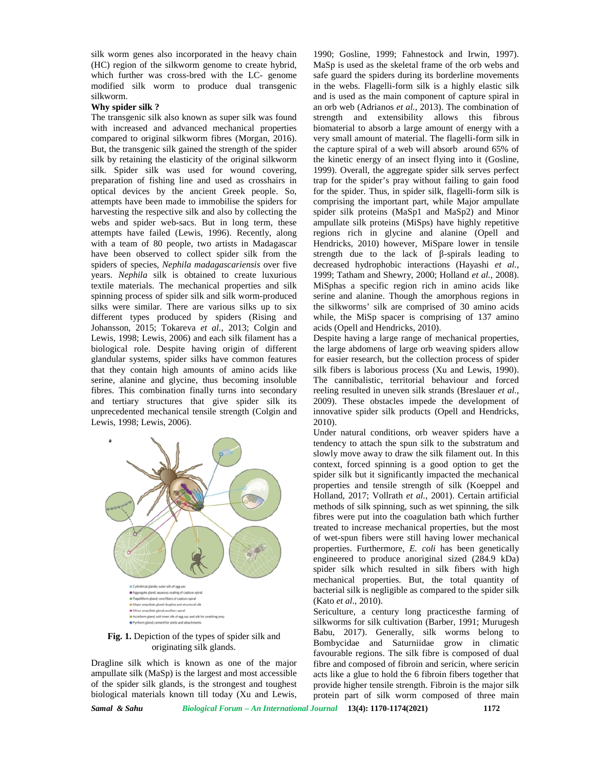silk worm genes also incorporated in the heavy chain (HC) region of the silkworm genome to create hybrid, which further was cross-bred with the LC- genome modified silk worm to produce dual transgenic silkworm.

**Why spider silk ?**

The transgenic silk also known as super silk was found with increased and advanced mechanical properties compared to original silkworm fibres (Morgan, 2016). But, the transgenic silk gained the strength of the spider silk by retaining the elasticity of the original silkworm silk. Spider silk was used for wound covering, preparation of fishing line and used as crosshairs in optical devices by the ancient Greek people. So, attempts have been made to immobilise the spiders for harvesting the respective silk and also by collecting the webs and spider web-sacs. But in long term, these attempts have failed (Lewis, 1996). Recently, along with a team of 80 people, two artists in Madagascar have been observed to collect spider silk from the spiders of species, *Nephila madagascariensis* over five years. *Nephila* silk is obtained to create luxurious textile materials. The mechanical properties and silk spinning process of spider silk and silk worm-produced silks were similar. There are various silks up to six different types produced by spiders (Rising and Johansson, 2015; Tokareva *et al.*, 2013; Colgin and Lewis, 1998; Lewis, 2006) and each silk filament has a biological role. Despite having origin of different glandular systems, spider silks have common features that they contain high amounts of amino acids like serine, alanine and glycine, thus becoming insoluble fibres. This combination finally turns into secondary and tertiary structures that give spider silk its unprecedented mechanical tensile strength (Colgin and Lewis, 1998; Lewis, 2006).

- Cylindrical glands: outer silk of egg sac
- Aggregate gland: aqueous coating of capture spiral
- Flagelliform gland: core fibers of capture spiral
- Major ampullate gland: dragline and structural silk
- Minor ampullate gland: auxiliary spiral
- Aciniform gland: soft inner silk of egg sac and silk for swathing prey
- Pyriform gland: cement for joints and attachments

**Fig. 1.** Depiction of the types of spider silk and originating silk glands.

Dragline silk which is known as one of the major ampullate silk (MaSp) is the largest and most accessible of the spider silk glands, is the strongest and toughest biological materials known till today (Xu and Lewis, 1990; Gosline, 1999; Fahnestock and Irwin, 1997). MaSp is used as the skeletal frame of the orb webs and safe guard the spiders during its borderline movements in the webs. Flagelli-form silk is a highly elastic silk and is used as the main component of capture spiral in an orb web (Adrianos *et al.*, 2013). The combination of strength and extensibility allows this fibrous biomaterial to absorb a large amount of energy with a very small amount of material. The flagelli-form silk in the capture spiral of a web will absorb around 65% of the kinetic energy of an insect flying into it (Gosline, 1999). Overall, the aggregate spider silk serves perfect trap for the spider's pray without failing to gain food for the spider. Thus, in spider silk, flagelli-form silk is comprising the important part, while Major ampullate spider silk proteins (MaSp1 and MaSp2) and Minor ampullate silk proteins (MiSps) have highly repetitive regions rich in glycine and alanine (Opell and Hendricks, 2010) however, MiSpare lower in tensile strength due to the lack of β-spirals leading to decreased hydrophobic interactions (Hayashi *et al.*, 1999; Tatham and Shewry, 2000; Holland *et al.*, 2008). MiSphas a specific region rich in amino acids like serine and alanine. Though the amorphous regions in the silkworms' silk are comprised of 30 amino acids while, the MiSp spacer is comprising of 137 amino acids (Opell and Hendricks, 2010).

Despite having a large range of mechanical properties, the large abdomens of large orb weaving spiders allow for easier research, but the collection process of spider silk fibers is laborious process (Xu and Lewis, 1990). The cannibalistic, territorial behaviour and forced reeling resulted in uneven silk strands (Breslauer *et al.*, 2009). These obstacles impede the development of innovative spider silk products (Opell and Hendricks, 2010).

Under natural conditions, orb weaver spiders have a tendency to attach the spun silk to the substratum and slowly move away to draw the silk filament out. In this context, forced spinning is a good option to get the spider silk but it significantly impacted the mechanical properties and tensile strength of silk (Koeppel and Holland, 2017; Vollrath *et al.*, 2001). Certain artificial methods of silk spinning, such as wet spinning, the silk fibres were put into the coagulation bath which further treated to increase mechanical properties, but the most of wet-spun fibers were still having lower mechanical properties. Furthermore, *E. coli* has been genetically engineered to produce anoriginal sized (284.9 kDa) spider silk which resulted in silk fibers with high mechanical properties. But, the total quantity of bacterial silk is negligible as compared to the spider silk (Kato *et al.*, 2010).

Sericulture, a century long practicesthe farming of silkworms for silk cultivation (Barber, 1991; Murugesh Babu, 2017). Generally, silk worms belong to Bombycidae and Saturniidae grow in climatic favourable regions. The silk fibre is composed of dual fibre and composed of fibroin and sericin, where sericin acts like a glue to hold the 6 fibroin fibers together that provide higher tensile strength. Fibroin is the major silk protein part of silk worm composed of three main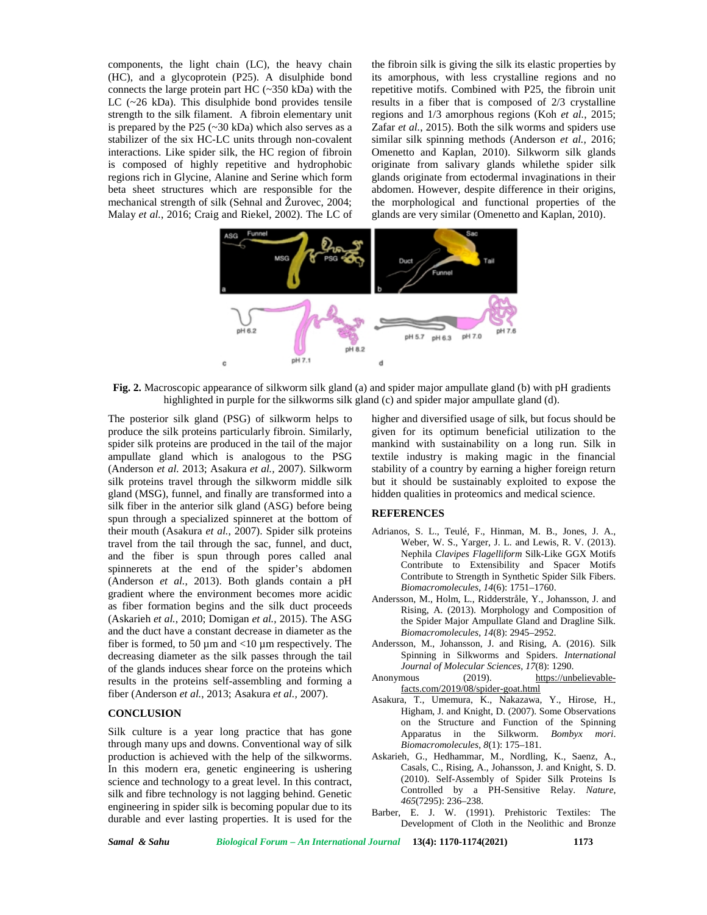components, the light chain (LC), the heavy chain (HC), and a glycoprotein (P25). A disulphide bond connects the large protein part HC (~350 kDa) with the LC (~26 kDa). This disulphide bond provides tensile strength to the silk filament. A fibroin elementary unit is prepared by the P25 (~30 kDa) which also serves as a stabilizer of the six HC-LC units through non-covalent interactions. Like spider silk, the HC region of fibroin is composed of highly repetitive and hydrophobic regions rich in Glycine, Alanine and Serine which form beta sheet structures which are responsible for the mechanical strength of silk (Sehnal and Žurovec, 2004; Malay *et al.*, 2016; Craig and Riekel, 2002). The LC of the fibroin silk is giving the silk its elastic properties by its amorphous, with less crystalline regions and no repetitive motifs. Combined with P25, the fibroin unit results in a fiber that is composed of 2/3 crystalline regions and 1/3 amorphous regions (Koh *et al.*, 2015; Zafar *et al.*, 2015). Both the silk worms and spiders use similar silk spinning methods (Anderson *et al.*, 2016; Omenetto and Kaplan, 2010). Silkworm silk glands originate from salivary glands whilethe spider silk glands originate from ectodermal invaginations in their abdomen. However, despite difference in their origins, the morphological and functional properties of the glands are very similar (Omenetto and Kaplan, 2010).

**Fig. 2.** Macroscopic appearance of silkworm silk gland (a) and spider major ampullate gland (b) with pH gradients highlighted in purple for the silkworms silk gland (c) and spider major ampullate gland (d).

The posterior silk gland (PSG) of silkworm helps to produce the silk proteins particularly fibroin. Similarly, spider silk proteins are produced in the tail of the major ampullate gland which is analogous to the PSG (Anderson *et al.* 2013; Asakura *et al.*, 2007). Silkworm silk proteins travel through the silkworm middle silk gland (MSG), funnel, and finally are transformed into a silk fiber in the anterior silk gland (ASG) before being spun through a specialized spinneret at the bottom of their mouth (Asakura *et al.*, 2007). Spider silk proteins travel from the tail through the sac, funnel, and duct, and the fiber is spun through pores called anal spinnerets at the end of the spider's abdomen (Anderson *et al.*, 2013). Both glands contain a pH gradient where the environment becomes more acidic as fiber formation begins and the silk duct proceeds (Askarieh *et al.*, 2010; Domigan *et al.*, 2015). The ASG and the duct have a constant decrease in diameter as the fiber is formed, to 50 µm and <10 µm respectively. The decreasing diameter as the silk passes through the tail of the glands induces shear force on the proteins which results in the proteins self-assembling and forming a fiber (Anderson *et al.*, 2013; Asakura *et al.*, 2007).

## CONCLUSION

Silk culture is a year long practice that has gone through many ups and downs. Conventional way of silk production is achieved with the help of the silkworms. In this modern era, genetic engineering is ushering science and technology to a great level. In this contract, silk and fibre technology is not lagging behind. Genetic engineering in spider silk is becoming popular due to its durable and ever lasting properties. It is used for the higher and diversified usage of silk, but focus should be given for its optimum beneficial utilization to the mankind with sustainability on a long run. Silk in textile industry is making magic in the financial stability of a country by earning a higher foreign return but it should be sustainably exploited to expose the hidden qualities in proteomics and medical science.

## REFERENCES

Adrianos, S. L., Teulé, F., Hinman, M. B., Jones, J. A., Weber, W. S., Yarger, J. L. and Lewis, R. V. (2013). Nephila *Clavipes Flagelliform* Silk-Like GGX Motifs Contribute to Extensibility and Spacer Motifs Contribute to Strength in Synthetic Spider Silk Fibers. *Biomacromolecules*, *14*(6): 1751–1760.

Andersson, M., Holm, L., Ridderstråle, Y., Johansson, J. and Rising, A. (2013). Morphology and Composition of the Spider Major Ampullate Gland and Dragline Silk. *Biomacromolecules*, *14*(8): 2945–2952.

Andersson, M., Johansson, J. and Rising, A. (2016). Silk Spinning in Silkworms and Spiders. *International Journal of Molecular Sciences*, *17*(8): 1290.

Anonymous (2019). https://unbelievable-facts.com/2019/08/spider-goat.html

Asakura, T., Umemura, K., Nakazawa, Y., Hirose, H., Higham, J. and Knight, D. (2007). Some Observations on the Structure and Function of the Spinning Apparatus in the Silkworm. *Bombyx mori*. *Biomacromolecules*, *8*(1): 175–181.

Askarieh, G., Hedhammar, M., Nordling, K., Saenz, A., Casals, C., Rising, A., Johansson, J. and Knight, S. D. (2010). Self-Assembly of Spider Silk Proteins Is Controlled by a PH-Sensitive Relay. *Nature*, *465*(7295): 236–238.

Barber, E. J. W. (1991). Prehistoric Textiles: The Development of Cloth in the Neolithic and Bronze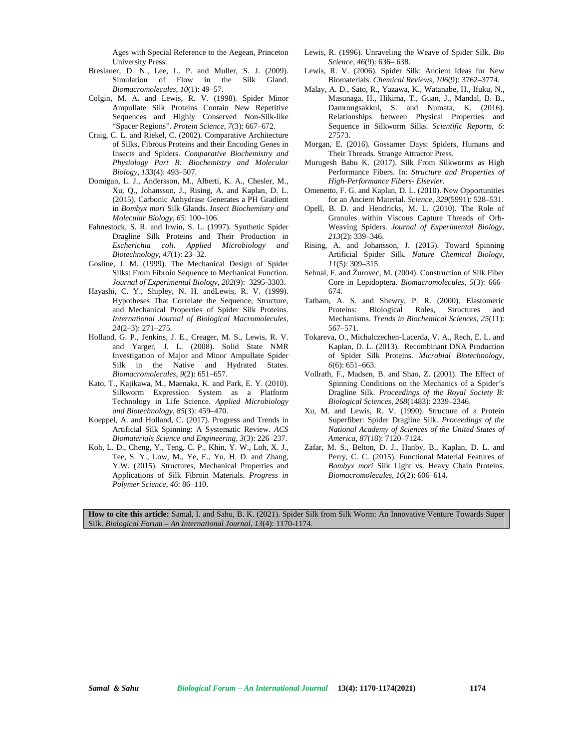Ages with Special Reference to the Aegean, Princeton University Press.

Breslauer, D. N., Lee, L. P. and Muller, S. J. (2009). Simulation of Flow in the Silk Gland. *Biomacromolecules*, *10*(1): 49–57.

Colgin, M. A. and Lewis, R. V. (1998). Spider Minor Ampullate Silk Proteins Contain New Repetitive Sequences and Highly Conserved Non-Silk-like "Spacer Regions". *Protein Science*, *7*(3): 667–672.

Craig, C. L. and Riekel, C. (2002). Comparative Architecture of Silks, Fibrous Proteins and their Encoding Genes in Insects and Spiders. *Comparative Biochemistry and Physiology Part B: Biochemistry and Molecular Biology*, *133*(4): 493–507.

Domigan, L. J., Andersson, M., Alberti, K. A., Chesler, M., Xu, Q., Johansson, J., Rising, A. and Kaplan, D. L. (2015). Carbonic Anhydrase Generates a PH Gradient in *Bombyx mori* Silk Glands. *Insect Biochemistry and Molecular Biology*, *65*: 100–106.

Fahnestock, S. R. and Irwin, S. L. (1997). Synthetic Spider Dragline Silk Proteins and Their Production in *Escherichia coli*. *Applied Microbiology and Biotechnology*, *47*(1): 23–32.

Gosline, J. M. (1999). The Mechanical Design of Spider Silks: From Fibroin Sequence to Mechanical Function. *Journal of Experimental Biology, 202*(9): 3295-3303.

Hayashi, C. Y., Shipley, N. H. andLewis, R. V. (1999). Hypotheses That Correlate the Sequence, Structure, and Mechanical Properties of Spider Silk Proteins. *International Journal of Biological Macromolecules*, *24*(2–3): 271–275.

Holland, G. P., Jenkins, J. E., Creager, M. S., Lewis, R. V. and Yarger, J. L. (2008). Solid State NMR Investigation of Major and Minor Ampullate Spider Silk in the Native and Hydrated States. *Biomacromolecules*, *9*(2): 651–657.

Kato, T., Kajikawa, M., Maenaka, K. and Park, E. Y. (2010). Silkworm Expression System as a Platform Technology in Life Science. *Applied Microbiology and Biotechnology*, *85*(3): 459–470.

Koeppel, A. and Holland, C. (2017). Progress and Trends in Artificial Silk Spinning: A Systematic Review. *ACS Biomaterials Science and Engineering*, *3*(3): 226–237.

Koh, L. D., Cheng, Y., Teng, C. P., Khin, Y. W., Loh, X. J., Tee, S. Y., Low, M., Ye, E., Yu, H. D. and Zhang, Y.W. (2015). Structures, Mechanical Properties and Applications of Silk Fibroin Materials. *Progress in Polymer Science*, *46*: 86–110.

Lewis, R. (1996). Unraveling the Weave of Spider Silk. *Bio Science*, *46*(9): 636– 638.

Lewis, R. V. (2006). Spider Silk: Ancient Ideas for New Biomaterials. *Chemical Reviews*, *106*(9): 3762–3774.

Malay, A. D., Sato, R., Yazawa, K., Watanabe, H., Ifuku, N., Masunaga, H., Hikima, T., Guan, J., Mandal, B. B., Damrongsakkul, S. and Numata, K. (2016). Relationships between Physical Properties and Sequence in Silkworm Silks. *Scientific Reports*, *6*: 27573.

Morgan, E. (2016). Gossamer Days: Spiders, Humans and Their Threads. Strange Attractor Press.

Murugesh Babu K. (2017). Silk From Silkworms as High Performance Fibers. In: *Structure and Properties of High-Performance Fibers- Elsevier*.

Omenetto, F. G. and Kaplan, D. L. (2010). New Opportunities for an Ancient Material. *Science*, *329*(5991): 528–531.

Opell, B. D. and Hendricks, M. L. (2010). The Role of Granules within Viscous Capture Threads of Orb-Weaving Spiders. *Journal of Experimental Biology*, *213*(2): 339–346.

Rising, A. and Johansson, J. (2015). Toward Spinning Artificial Spider Silk. *Nature Chemical Biology*, *11*(5): 309–315.

Sehnal, F. and Žurovec, M. (2004). Construction of Silk Fiber Core in Lepidoptera. *Biomacromolecules*, *5*(3): 666–674.

Tatham, A. S. and Shewry, P. R. (2000). Elastomeric Proteins: Biological Roles, Structures and Mechanisms. *Trends in Biochemical Sciences*, *25*(11): 567–571.

Tokareva, O., Michalczechen-Lacerda, V. A., Rech, E. L. and Kaplan, D. L. (2013). Recombinant DNA Production of Spider Silk Proteins. *Microbial Biotechnology*, *6*(6): 651–663.

Vollrath, F., Madsen, B. and Shao, Z. (2001). The Effect of Spinning Conditions on the Mechanics of a Spider's Dragline Silk. *Proceedings of the Royal Society B: Biological Sciences*, *268*(1483): 2339–2346.

Xu, M. and Lewis, R. V. (1990). Structure of a Protein Superfiber: Spider Dragline Silk. *Proceedings of the National Academy of Sciences of the United States of America*, *87*(18): 7120–7124.

Zafar, M. S., Belton, D. J., Hanby, B., Kaplan, D. L. and Perry, C. C. (2015). Functional Material Features of *Bombyx mori* Silk Light vs. Heavy Chain Proteins. *Biomacromolecules*, *16*(2): 606–614.

**How to cite this article:** Samal, I. and Sahu, B. K. (2021). Spider Silk from Silk Worm: An Innovative Venture Towards Super Silk. *Biological Forum – An International Journal*, *13*(4): 1170-1174.